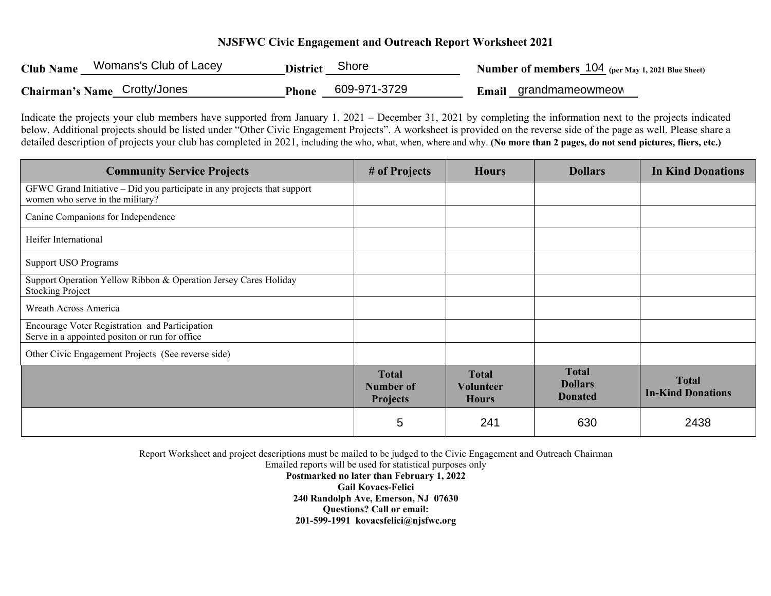# NJSFWC Civic Engagement and Outreach Report Worksheet 2021

**Club Name** Womans's Club of Lacey **District** Shore **Number of members** 104 **(per May 1, 2021 Blue Sheet)**

**Chairman's Name** Crotty/Jones **Phone** 609-971-3729 **Email** grandmameowmeow

Indicate the projects your club members have supported from January 1, 2021 – December 31, 2021 by completing the information next to the projects indicated below. Additional projects should be listed under "Other Civic Engagement Projects". A worksheet is provided on the reverse side of the page as well. Please share a detailed description of projects your club has completed in 2021, including the who, what, when, where and why. **(No more than 2 pages, do not send pictures, fliers, etc.)**

| Community Service Projects | # of Projects | Hours | Dollars | In Kind Donations |
|---|---|---|---|---|
| GFWC Grand Initiative – Did you participate in any projects that support women who serve in the military? | | | | |
| Canine Companions for Independence | | | | |
| Heifer International | | | | |
| Support USO Programs | | | | |
| Support Operation Yellow Ribbon & Operation Jersey Cares Holiday Stocking Project | | | | |
| Wreath Across America | | | | |
| Encourage Voter Registration and Participation<br>Serve in a appointed positon or run for office | | | | |
| Other Civic Engagement Projects (See reverse side) | | | | |
| | **Total Number of Projects** | **Total Volunteer Hours** | **Total Dollars Donated** | **Total In-Kind Donations** |
| | 5 | 241 | 630 | 2438 |

Report Worksheet and project descriptions must be mailed to be judged to the Civic Engagement and Outreach Chairman
Emailed reports will be used for statistical purposes only
**Postmarked no later than February 1, 2022**
**Gail Kovacs-Felici**
**240 Randolph Ave, Emerson, NJ 07630**
**Questions? Call or email:**
**201-599-1991 kovacsfelici@njsfwc.org**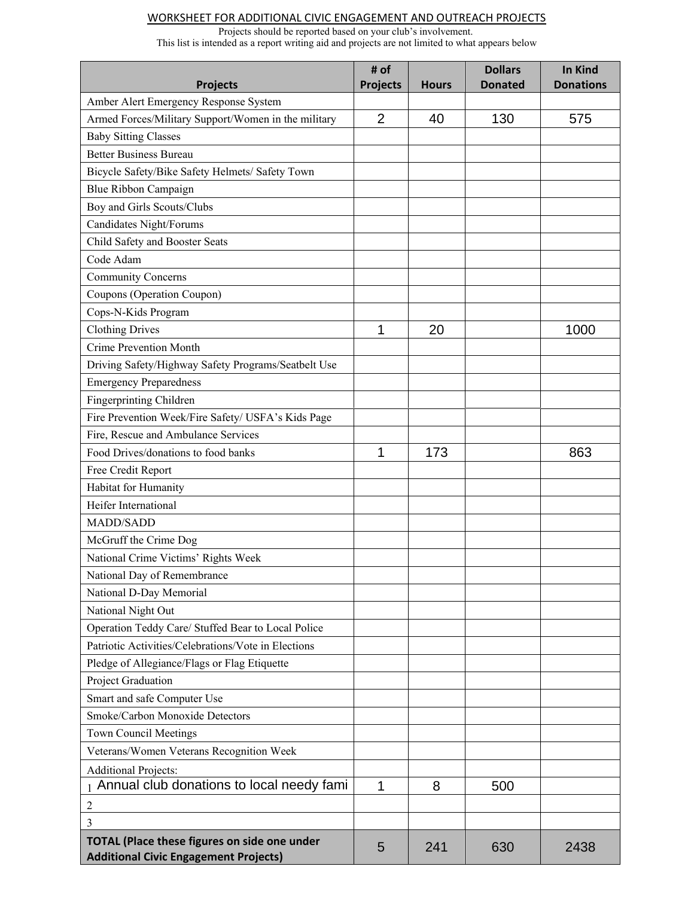WORKSHEET FOR ADDITIONAL CIVIC ENGAGEMENT AND OUTREACH PROJECTS

Projects should be reported based on your club's involvement.
This list is intended as a report writing aid and projects are not limited to what appears below

| Projects | # of Projects | Hours | Dollars Donated | In Kind Donations |
|---|---|---|---|---|
| Amber Alert Emergency Response System | | | | |
| Armed Forces/Military Support/Women in the military | 2 | 40 | 130 | 575 |
| Baby Sitting Classes | | | | |
| Better Business Bureau | | | | |
| Bicycle Safety/Bike Safety Helmets/ Safety Town | | | | |
| Blue Ribbon Campaign | | | | |
| Boy and Girls Scouts/Clubs | | | | |
| Candidates Night/Forums | | | | |
| Child Safety and Booster Seats | | | | |
| Code Adam | | | | |
| Community Concerns | | | | |
| Coupons (Operation Coupon) | | | | |
| Cops-N-Kids Program | | | | |
| Clothing Drives | 1 | 20 | | 1000 |
| Crime Prevention Month | | | | |
| Driving Safety/Highway Safety Programs/Seatbelt Use | | | | |
| Emergency Preparedness | | | | |
| Fingerprinting Children | | | | |
| Fire Prevention Week/Fire Safety/ USFA's Kids Page | | | | |
| Fire, Rescue and Ambulance Services | | | | |
| Food Drives/donations to food banks | 1 | 173 | | 863 |
| Free Credit Report | | | | |
| Habitat for Humanity | | | | |
| Heifer International | | | | |
| MADD/SADD | | | | |
| McGruff the Crime Dog | | | | |
| National Crime Victims' Rights Week | | | | |
| National Day of Remembrance | | | | |
| National D-Day Memorial | | | | |
| National Night Out | | | | |
| Operation Teddy Care/ Stuffed Bear to Local Police | | | | |
| Patriotic Activities/Celebrations/Vote in Elections | | | | |
| Pledge of Allegiance/Flags or Flag Etiquette | | | | |
| Project Graduation | | | | |
| Smart and safe Computer Use | | | | |
| Smoke/Carbon Monoxide Detectors | | | | |
| Town Council Meetings | | | | |
| Veterans/Women Veterans Recognition Week | | | | |
| Additional Projects: | | | | |
| 1 Annual club donations to local needy fami | 1 | 8 | 500 | |
| 2 | | | | |
| 3 | | | | |
| **TOTAL (Place these figures on side one under Additional Civic Engagement Projects)** | 5 | 241 | 630 | 2438 |